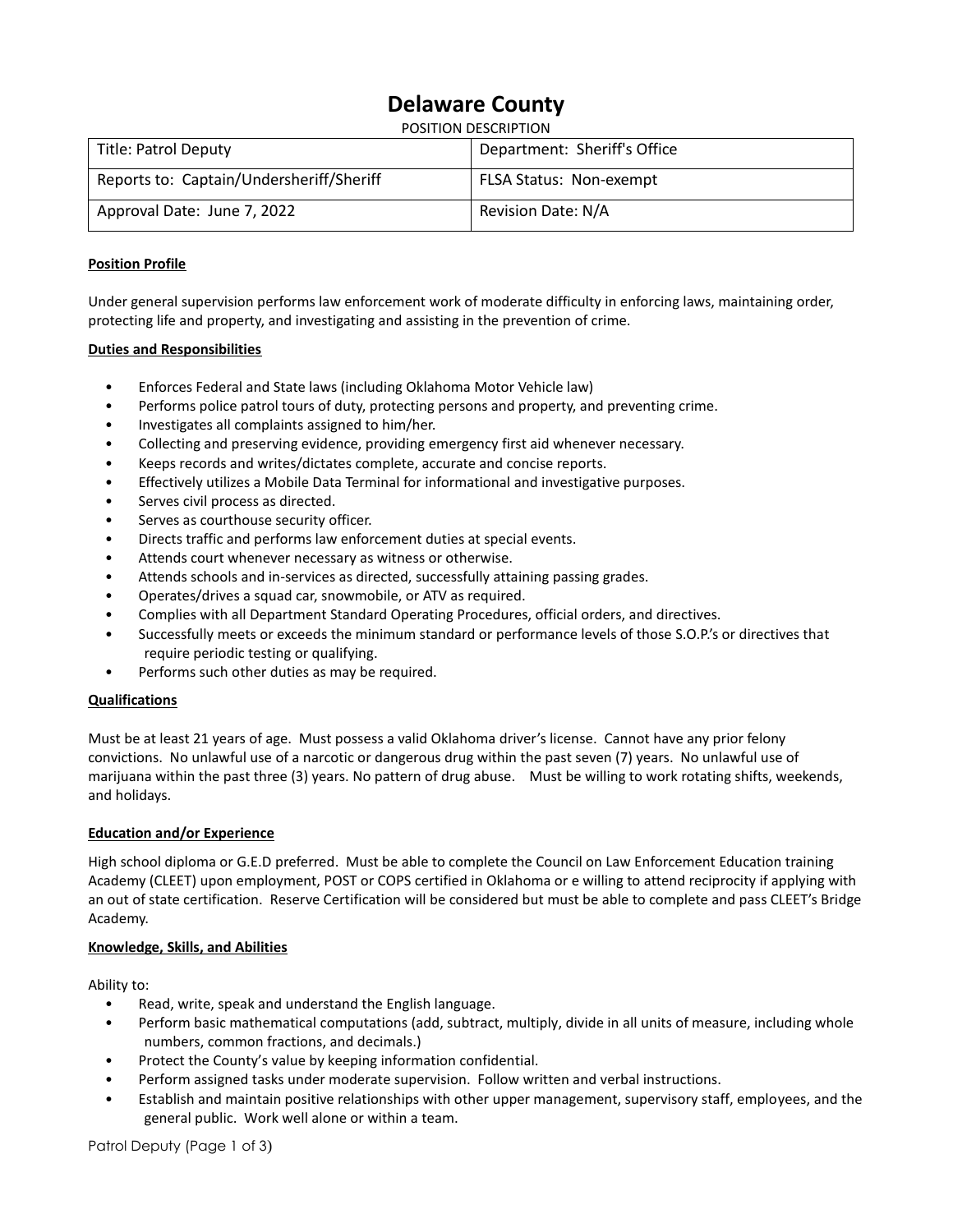# Delaware County

POSITION DESCRIPTION

| Title: Patrol Deputy | Department: Sheriff's Office |
|---|---|
| Reports to: Captain/Undersheriff/Sheriff | FLSA Status: Non-exempt |
| Approval Date: June 7, 2022 | Revision Date: N/A |

**Position Profile**

Under general supervision performs law enforcement work of moderate difficulty in enforcing laws, maintaining order, protecting life and property, and investigating and assisting in the prevention of crime.

**Duties and Responsibilities**

- Enforces Federal and State laws (including Oklahoma Motor Vehicle law)
- Performs police patrol tours of duty, protecting persons and property, and preventing crime.
- Investigates all complaints assigned to him/her.
- Collecting and preserving evidence, providing emergency first aid whenever necessary.
- Keeps records and writes/dictates complete, accurate and concise reports.
- Effectively utilizes a Mobile Data Terminal for informational and investigative purposes.
- Serves civil process as directed.
- Serves as courthouse security officer.
- Directs traffic and performs law enforcement duties at special events.
- Attends court whenever necessary as witness or otherwise.
- Attends schools and in-services as directed, successfully attaining passing grades.
- Operates/drives a squad car, snowmobile, or ATV as required.
- Complies with all Department Standard Operating Procedures, official orders, and directives.
- Successfully meets or exceeds the minimum standard or performance levels of those S.O.P.'s or directives that require periodic testing or qualifying.
- Performs such other duties as may be required.

**Qualifications**

Must be at least 21 years of age. Must possess a valid Oklahoma driver's license. Cannot have any prior felony convictions. No unlawful use of a narcotic or dangerous drug within the past seven (7) years. No unlawful use of marijuana within the past three (3) years. No pattern of drug abuse. Must be willing to work rotating shifts, weekends, and holidays.

**Education and/or Experience**

High school diploma or G.E.D preferred. Must be able to complete the Council on Law Enforcement Education training Academy (CLEET) upon employment, POST or COPS certified in Oklahoma or e willing to attend reciprocity if applying with an out of state certification. Reserve Certification will be considered but must be able to complete and pass CLEET's Bridge Academy.

**Knowledge, Skills, and Abilities**

Ability to:

- Read, write, speak and understand the English language.
- Perform basic mathematical computations (add, subtract, multiply, divide in all units of measure, including whole numbers, common fractions, and decimals.)
- Protect the County's value by keeping information confidential.
- Perform assigned tasks under moderate supervision. Follow written and verbal instructions.
- Establish and maintain positive relationships with other upper management, supervisory staff, employees, and the general public. Work well alone or within a team.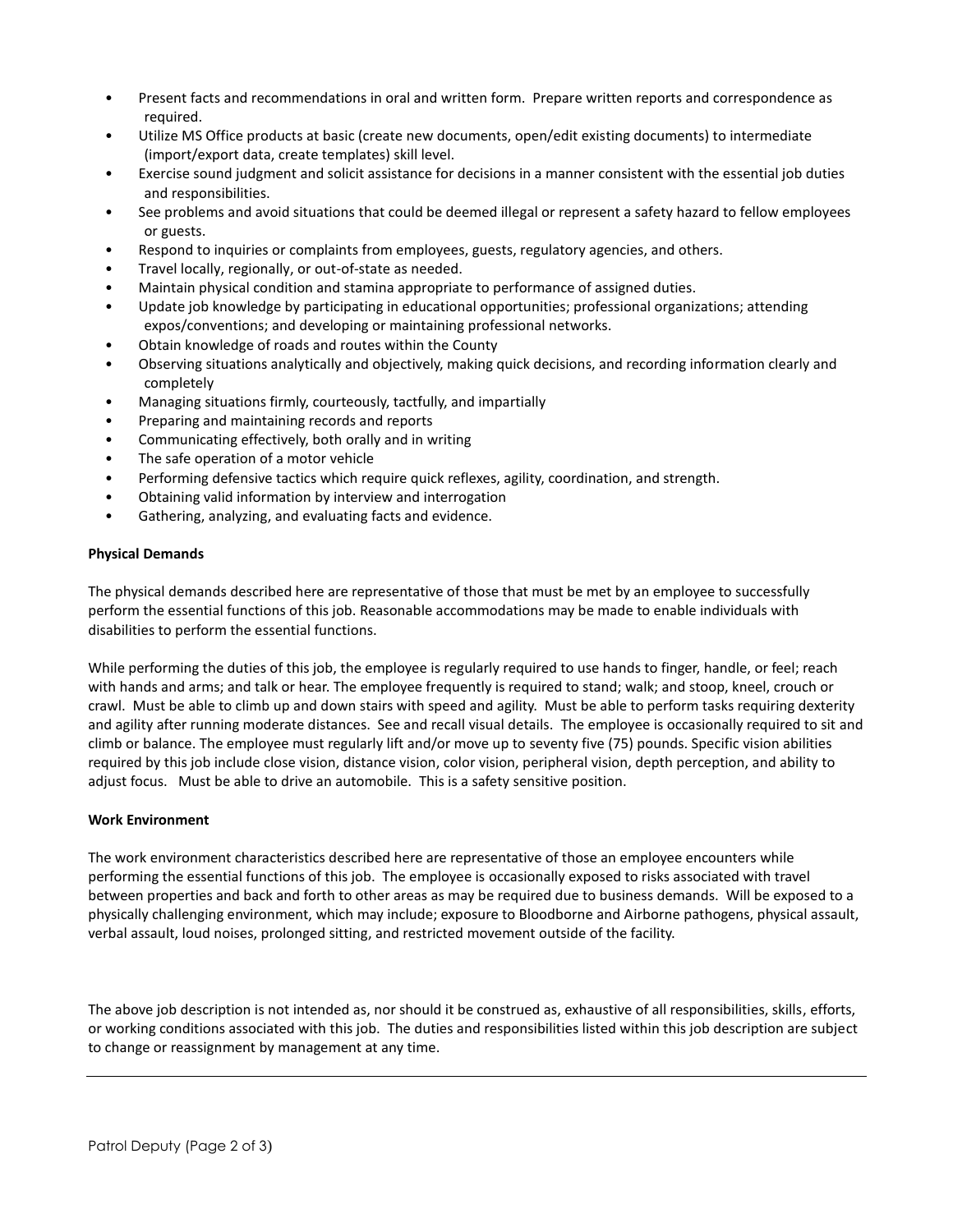- Present facts and recommendations in oral and written form. Prepare written reports and correspondence as required.
- Utilize MS Office products at basic (create new documents, open/edit existing documents) to intermediate (import/export data, create templates) skill level.
- Exercise sound judgment and solicit assistance for decisions in a manner consistent with the essential job duties and responsibilities.
- See problems and avoid situations that could be deemed illegal or represent a safety hazard to fellow employees or guests.
- Respond to inquiries or complaints from employees, guests, regulatory agencies, and others.
- Travel locally, regionally, or out-of-state as needed.
- Maintain physical condition and stamina appropriate to performance of assigned duties.
- Update job knowledge by participating in educational opportunities; professional organizations; attending expos/conventions; and developing or maintaining professional networks.
- Obtain knowledge of roads and routes within the County
- Observing situations analytically and objectively, making quick decisions, and recording information clearly and completely
- Managing situations firmly, courteously, tactfully, and impartially
- Preparing and maintaining records and reports
- Communicating effectively, both orally and in writing
- The safe operation of a motor vehicle
- Performing defensive tactics which require quick reflexes, agility, coordination, and strength.
- Obtaining valid information by interview and interrogation
- Gathering, analyzing, and evaluating facts and evidence.

**Physical Demands**

The physical demands described here are representative of those that must be met by an employee to successfully perform the essential functions of this job. Reasonable accommodations may be made to enable individuals with disabilities to perform the essential functions.

While performing the duties of this job, the employee is regularly required to use hands to finger, handle, or feel; reach with hands and arms; and talk or hear. The employee frequently is required to stand; walk; and stoop, kneel, crouch or crawl. Must be able to climb up and down stairs with speed and agility. Must be able to perform tasks requiring dexterity and agility after running moderate distances. See and recall visual details. The employee is occasionally required to sit and climb or balance. The employee must regularly lift and/or move up to seventy five (75) pounds. Specific vision abilities required by this job include close vision, distance vision, color vision, peripheral vision, depth perception, and ability to adjust focus. Must be able to drive an automobile. This is a safety sensitive position.

**Work Environment**

The work environment characteristics described here are representative of those an employee encounters while performing the essential functions of this job. The employee is occasionally exposed to risks associated with travel between properties and back and forth to other areas as may be required due to business demands. Will be exposed to a physically challenging environment, which may include; exposure to Bloodborne and Airborne pathogens, physical assault, verbal assault, loud noises, prolonged sitting, and restricted movement outside of the facility.

The above job description is not intended as, nor should it be construed as, exhaustive of all responsibilities, skills, efforts, or working conditions associated with this job. The duties and responsibilities listed within this job description are subject to change or reassignment by management at any time.